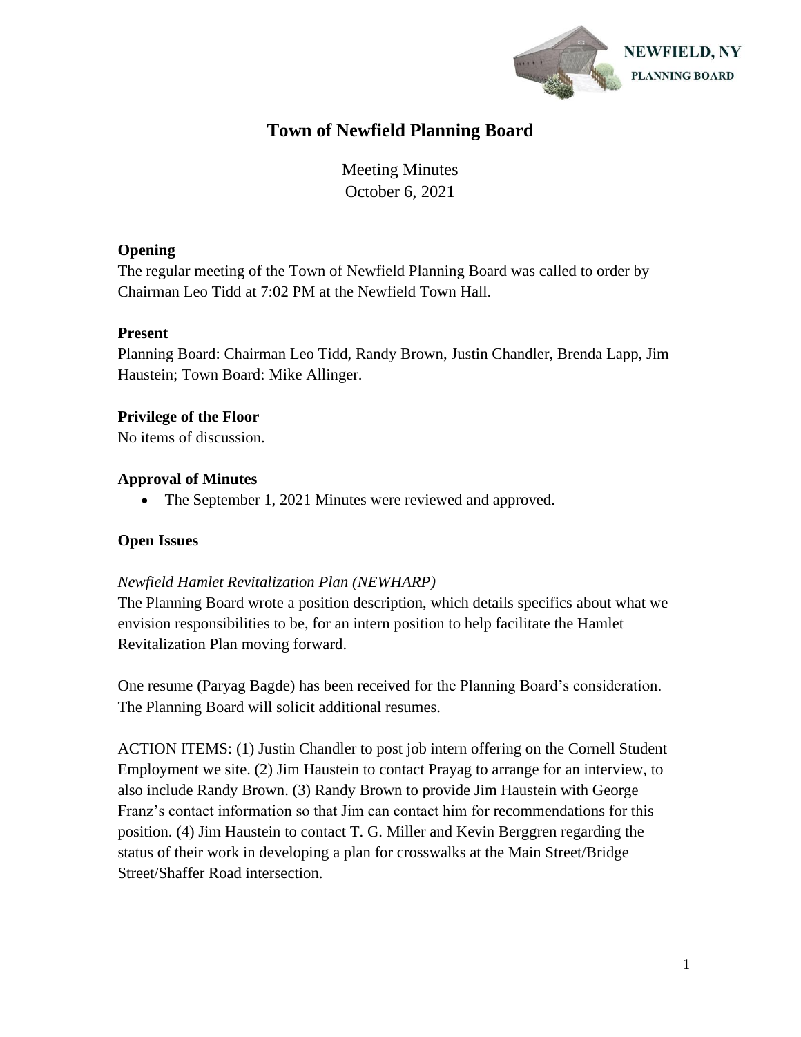NEWFIELD, NY
PLANNING BOARD

# Town of Newfield Planning Board

Meeting Minutes
October 6, 2021

**Opening**
The regular meeting of the Town of Newfield Planning Board was called to order by Chairman Leo Tidd at 7:02 PM at the Newfield Town Hall.

**Present**
Planning Board: Chairman Leo Tidd, Randy Brown, Justin Chandler, Brenda Lapp, Jim Haustein; Town Board: Mike Allinger.

**Privilege of the Floor**
No items of discussion.

**Approval of Minutes**

- The September 1, 2021 Minutes were reviewed and approved.

**Open Issues**

*Newfield Hamlet Revitalization Plan (NEWHARP)*
The Planning Board wrote a position description, which details specifics about what we envision responsibilities to be, for an intern position to help facilitate the Hamlet Revitalization Plan moving forward.

One resume (Paryag Bagde) has been received for the Planning Board's consideration. The Planning Board will solicit additional resumes.

ACTION ITEMS: (1) Justin Chandler to post job intern offering on the Cornell Student Employment we site. (2) Jim Haustein to contact Prayag to arrange for an interview, to also include Randy Brown. (3) Randy Brown to provide Jim Haustein with George Franz's contact information so that Jim can contact him for recommendations for this position. (4) Jim Haustein to contact T. G. Miller and Kevin Berggren regarding the status of their work in developing a plan for crosswalks at the Main Street/Bridge Street/Shaffer Road intersection.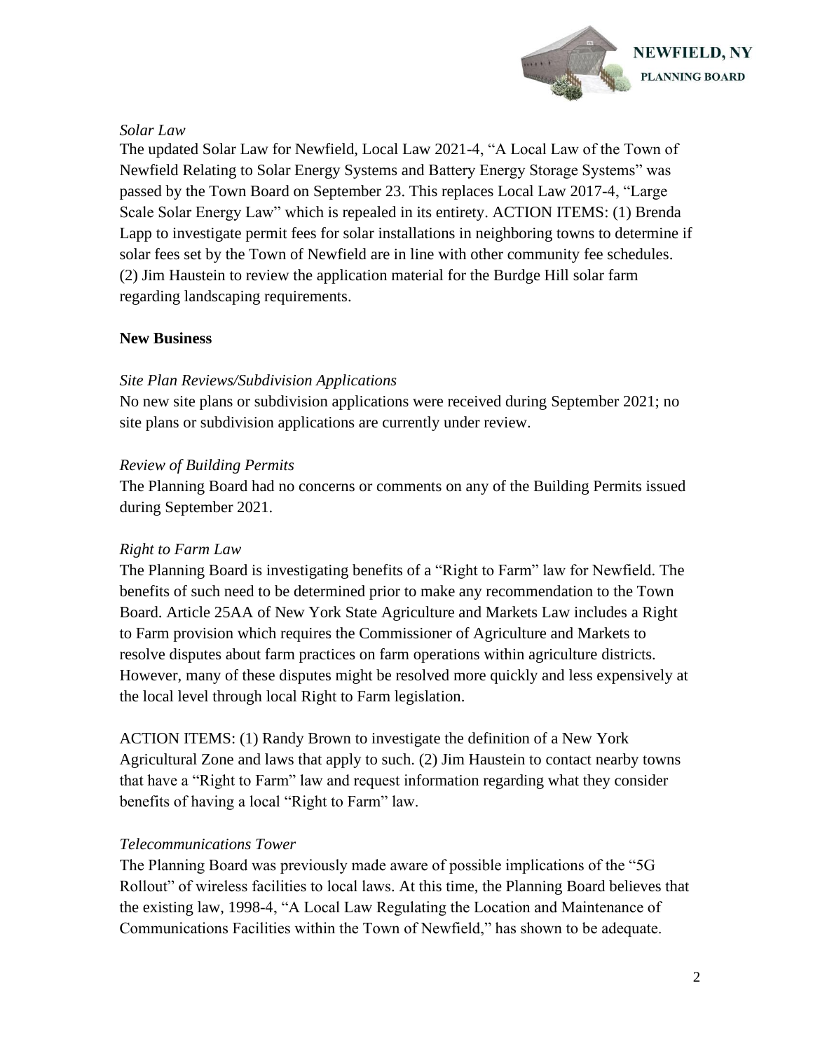*Solar Law*

The updated Solar Law for Newfield, Local Law 2021-4, "A Local Law of the Town of Newfield Relating to Solar Energy Systems and Battery Energy Storage Systems" was passed by the Town Board on September 23. This replaces Local Law 2017-4, "Large Scale Solar Energy Law" which is repealed in its entirety. ACTION ITEMS: (1) Brenda Lapp to investigate permit fees for solar installations in neighboring towns to determine if solar fees set by the Town of Newfield are in line with other community fee schedules. (2) Jim Haustein to review the application material for the Burdge Hill solar farm regarding landscaping requirements.

**New Business**

*Site Plan Reviews/Subdivision Applications*

No new site plans or subdivision applications were received during September 2021; no site plans or subdivision applications are currently under review.

*Review of Building Permits*

The Planning Board had no concerns or comments on any of the Building Permits issued during September 2021.

*Right to Farm Law*

The Planning Board is investigating benefits of a "Right to Farm" law for Newfield. The benefits of such need to be determined prior to make any recommendation to the Town Board. Article 25AA of New York State Agriculture and Markets Law includes a Right to Farm provision which requires the Commissioner of Agriculture and Markets to resolve disputes about farm practices on farm operations within agriculture districts. However, many of these disputes might be resolved more quickly and less expensively at the local level through local Right to Farm legislation.

ACTION ITEMS: (1) Randy Brown to investigate the definition of a New York Agricultural Zone and laws that apply to such. (2) Jim Haustein to contact nearby towns that have a "Right to Farm" law and request information regarding what they consider benefits of having a local "Right to Farm" law.

*Telecommunications Tower*

The Planning Board was previously made aware of possible implications of the "5G Rollout" of wireless facilities to local laws. At this time, the Planning Board believes that the existing law, 1998-4, "A Local Law Regulating the Location and Maintenance of Communications Facilities within the Town of Newfield," has shown to be adequate.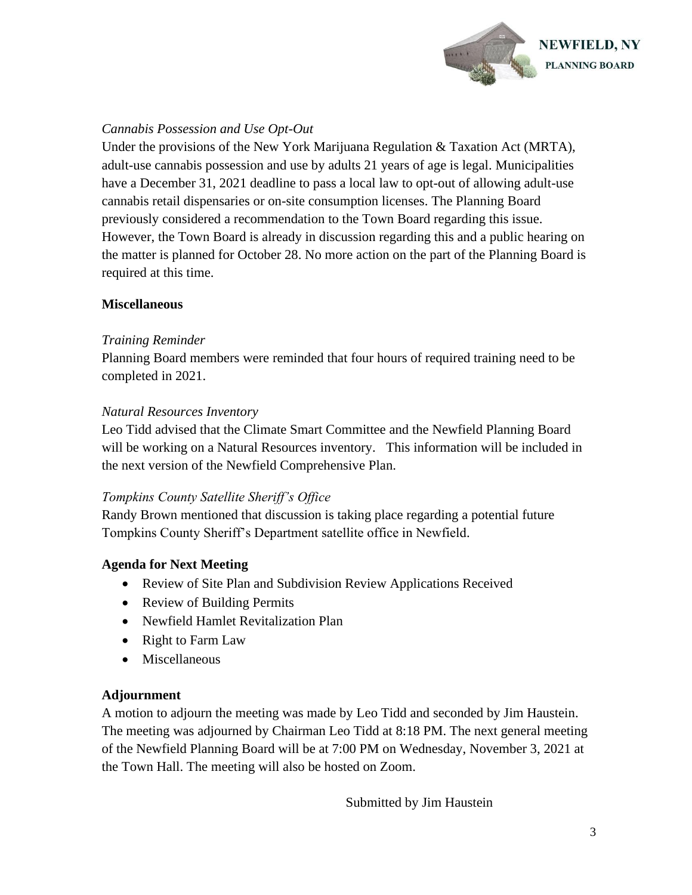*Cannabis Possession and Use Opt-Out*

Under the provisions of the New York Marijuana Regulation & Taxation Act (MRTA), adult-use cannabis possession and use by adults 21 years of age is legal. Municipalities have a December 31, 2021 deadline to pass a local law to opt-out of allowing adult-use cannabis retail dispensaries or on-site consumption licenses. The Planning Board previously considered a recommendation to the Town Board regarding this issue. However, the Town Board is already in discussion regarding this and a public hearing on the matter is planned for October 28. No more action on the part of the Planning Board is required at this time.

**Miscellaneous**

*Training Reminder*

Planning Board members were reminded that four hours of required training need to be completed in 2021.

*Natural Resources Inventory*

Leo Tidd advised that the Climate Smart Committee and the Newfield Planning Board will be working on a Natural Resources inventory. This information will be included in the next version of the Newfield Comprehensive Plan.

*Tompkins County Satellite Sheriff's Office*

Randy Brown mentioned that discussion is taking place regarding a potential future Tompkins County Sheriff's Department satellite office in Newfield.

**Agenda for Next Meeting**

- Review of Site Plan and Subdivision Review Applications Received
- Review of Building Permits
- Newfield Hamlet Revitalization Plan
- Right to Farm Law
- Miscellaneous

**Adjournment**

A motion to adjourn the meeting was made by Leo Tidd and seconded by Jim Haustein. The meeting was adjourned by Chairman Leo Tidd at 8:18 PM. The next general meeting of the Newfield Planning Board will be at 7:00 PM on Wednesday, November 3, 2021 at the Town Hall. The meeting will also be hosted on Zoom.

Submitted by Jim Haustein